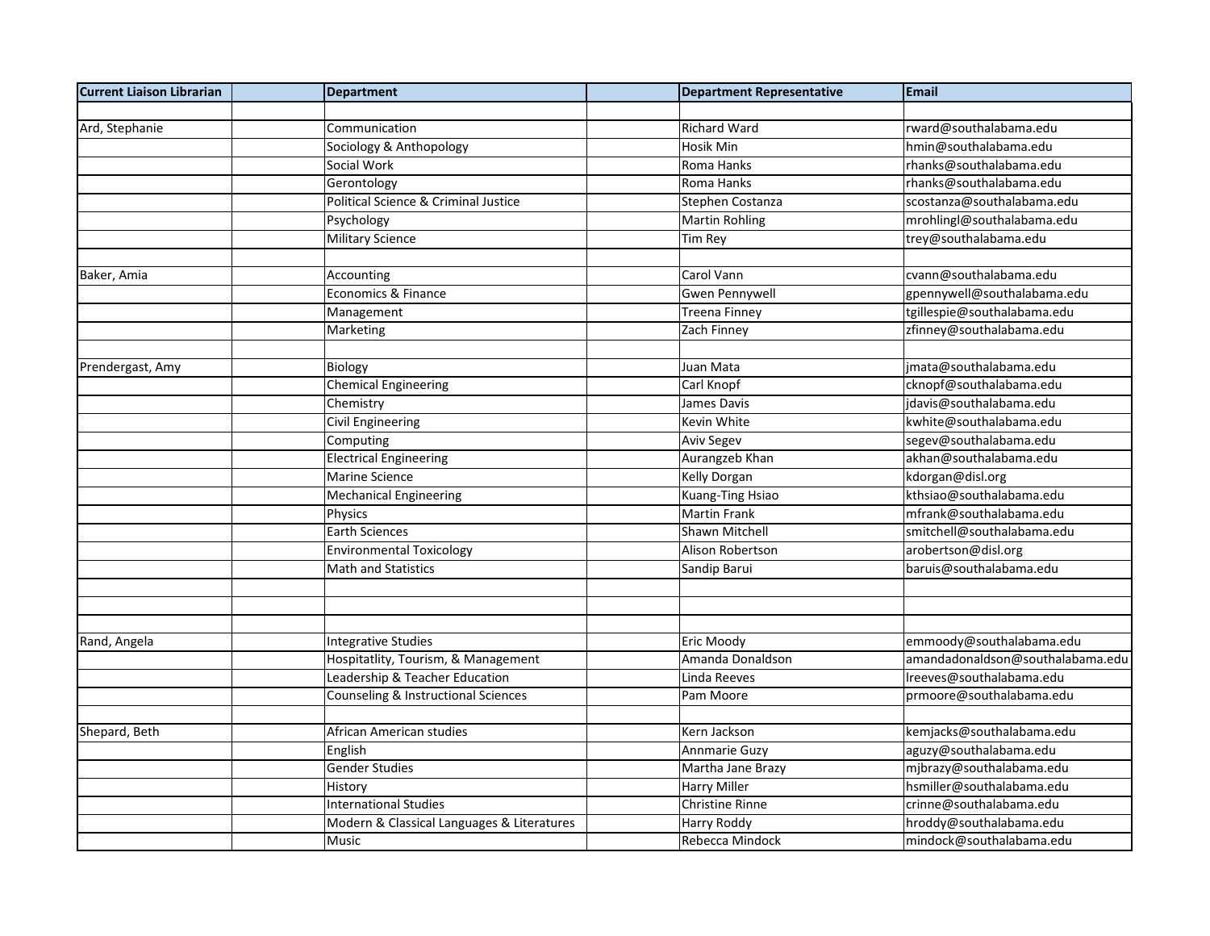| Current Liaison Librarian | | Department | | Department Representative | Email |
|---|---|---|---|---|---|
| | | | | | |
| Ard, Stephanie | | Communication | | Richard Ward | rward@southalabama.edu |
| | | Sociology & Anthopology | | Hosik Min | hmin@southalabama.edu |
| | | Social Work | | Roma Hanks | rhanks@southalabama.edu |
| | | Gerontology | | Roma Hanks | rhanks@southalabama.edu |
| | | Political Science & Criminal Justice | | Stephen Costanza | scostanza@southalabama.edu |
| | | Psychology | | Martin Rohling | mrohlingl@southalabama.edu |
| | | Military Science | | Tim Rey | trey@southalabama.edu |
| | | | | | |
| Baker, Amia | | Accounting | | Carol Vann | cvann@southalabama.edu |
| | | Economics & Finance | | Gwen Pennywell | gpennywell@southalabama.edu |
| | | Management | | Treena Finney | tgillespie@southalabama.edu |
| | | Marketing | | Zach Finney | zfinney@southalabama.edu |
| | | | | | |
| Prendergast, Amy | | Biology | | Juan Mata | jmata@southalabama.edu |
| | | Chemical Engineering | | Carl Knopf | cknopf@southalabama.edu |
| | | Chemistry | | James Davis | jdavis@southalabama.edu |
| | | Civil Engineering | | Kevin White | kwhite@southalabama.edu |
| | | Computing | | Aviv Segev | segev@southalabama.edu |
| | | Electrical Engineering | | Aurangzeb Khan | akhan@southalabama.edu |
| | | Marine Science | | Kelly Dorgan | kdorgan@disl.org |
| | | Mechanical Engineering | | Kuang-Ting Hsiao | kthsiao@southalabama.edu |
| | | Physics | | Martin Frank | mfrank@southalabama.edu |
| | | Earth Sciences | | Shawn Mitchell | smitchell@southalabama.edu |
| | | Environmental Toxicology | | Alison Robertson | arobertson@disl.org |
| | | Math and Statistics | | Sandip Barui | baruis@southalabama.edu |
| | | | | | |
| | | | | | |
| | | | | | |
| Rand, Angela | | Integrative Studies | | Eric Moody | emmoody@southalabama.edu |
| | | Hospitatlity, Tourism, & Management | | Amanda Donaldson | amandadonaldson@southalabama.edu |
| | | Leadership & Teacher Education | | Linda Reeves | lreeves@southalabama.edu |
| | | Counseling & Instructional Sciences | | Pam Moore | prmoore@southalabama.edu |
| | | | | | |
| Shepard, Beth | | African American studies | | Kern Jackson | kemjacks@southalabama.edu |
| | | English | | Annmarie Guzy | aguzy@southalabama.edu |
| | | Gender Studies | | Martha Jane Brazy | mjbrazy@southalabama.edu |
| | | History | | Harry Miller | hsmiller@southalabama.edu |
| | | International Studies | | Christine Rinne | crinne@southalabama.edu |
| | | Modern & Classical Languages & Literatures | | Harry Roddy | hroddy@southalabama.edu |
| | | Music | | Rebecca Mindock | mindock@southalabama.edu |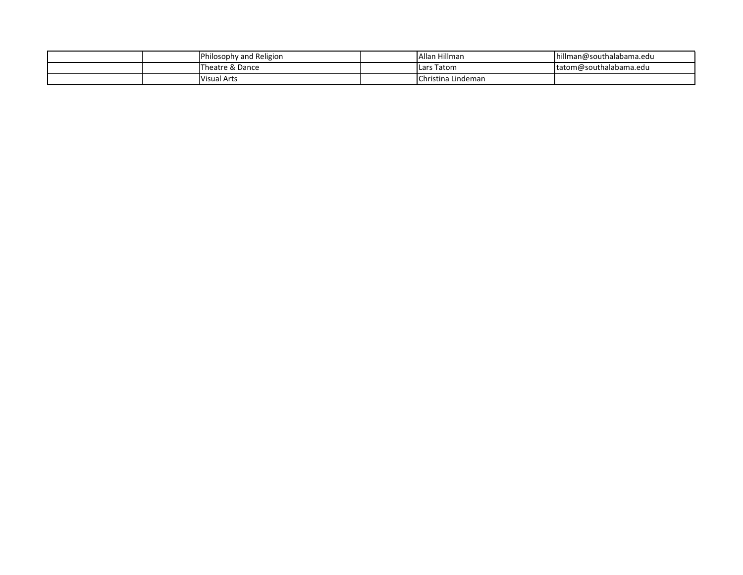| | | | | | |
|---|---|---|---|---|---|
| | | Philosophy and Religion | | Allan Hillman | hillman@southalabama.edu |
| | | Theatre & Dance | | Lars Tatom | tatom@southalabama.edu |
| | | Visual Arts | | Christina Lindeman | |